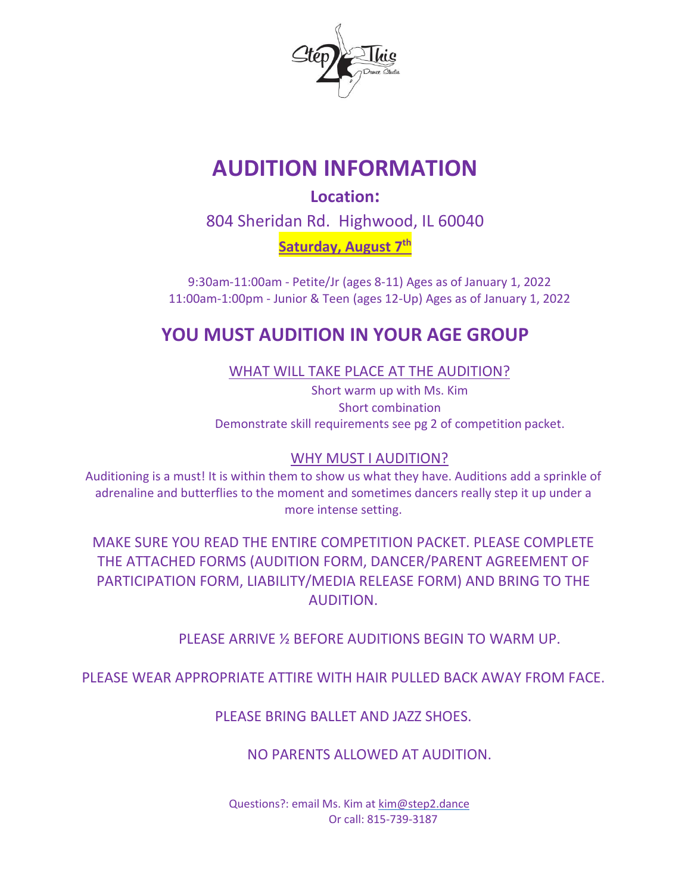# AUDITION INFORMATION

## Location:

804 Sheridan Rd. Highwood, IL 60040

**Saturday, August 7th**

9:30am-11:00am - Petite/Jr (ages 8-11) Ages as of January 1, 2022
11:00am-1:00pm - Junior & Teen (ages 12-Up) Ages as of January 1, 2022

## YOU MUST AUDITION IN YOUR AGE GROUP

WHAT WILL TAKE PLACE AT THE AUDITION?

Short warm up with Ms. Kim
Short combination
Demonstrate skill requirements see pg 2 of competition packet.

WHY MUST I AUDITION?

Auditioning is a must! It is within them to show us what they have. Auditions add a sprinkle of adrenaline and butterflies to the moment and sometimes dancers really step it up under a more intense setting.

MAKE SURE YOU READ THE ENTIRE COMPETITION PACKET. PLEASE COMPLETE THE ATTACHED FORMS (AUDITION FORM, DANCER/PARENT AGREEMENT OF PARTICIPATION FORM, LIABILITY/MEDIA RELEASE FORM) AND BRING TO THE AUDITION.

PLEASE ARRIVE ½ BEFORE AUDITIONS BEGIN TO WARM UP.

PLEASE WEAR APPROPRIATE ATTIRE WITH HAIR PULLED BACK AWAY FROM FACE.

PLEASE BRING BALLET AND JAZZ SHOES.

NO PARENTS ALLOWED AT AUDITION.

Questions?: email Ms. Kim at kim@step2.dance
Or call: 815-739-3187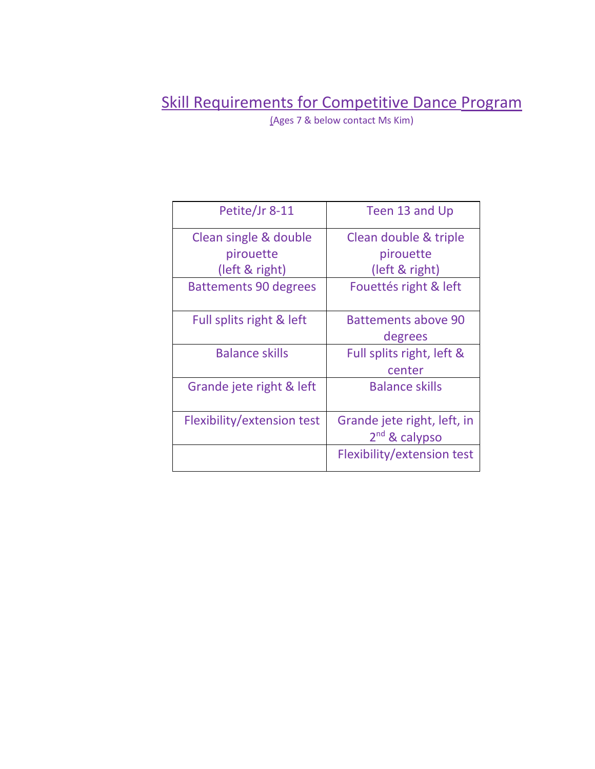# Skill Requirements for Competitive Dance Program

(Ages 7 & below contact Ms Kim)

| Petite/Jr 8-11 | Teen 13 and Up |
| --- | --- |
| Clean single & double pirouette (left & right) | Clean double & triple pirouette (left & right) |
| Battements 90 degrees | Fouettés right & left |
| Full splits right & left | Battements above 90 degrees |
| Balance skills | Full splits right, left & center |
| Grande jete right & left | Balance skills |
| Flexibility/extension test | Grande jete right, left, in 2nd & calypso |
| | Flexibility/extension test |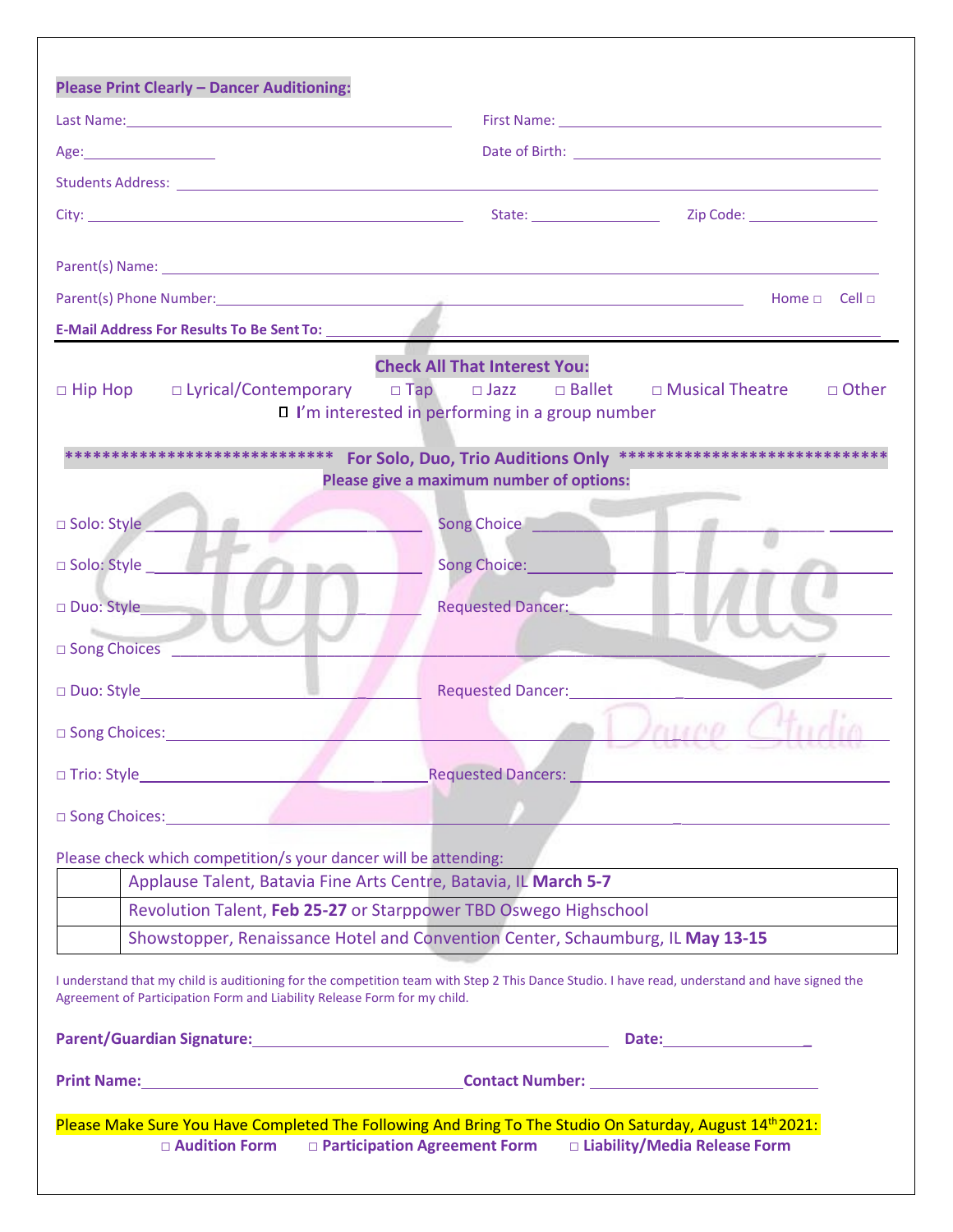**Please Print Clearly – Dancer Auditioning:**

Last Name: ______________________________ First Name: ______________________________

Age: ____________ Date of Birth: ______________________________

Students Address: ______________________________________________________________

City: ______________________________ State: ____________ Zip Code: ____________

Parent(s) Name: ______________________________________________________________

Parent(s) Phone Number: ______________________________________________ Home □ Cell □

**E-Mail Address For Results To Be Sent To:** ______________________________________________

**Check All That Interest You:**

□ Hip Hop □ Lyrical/Contemporary □ Tap □ Jazz □ Ballet □ Musical Theatre □ Other

□ I'm interested in performing in a group number

**************************** **For Solo, Duo, Trio Auditions Only** ****************************

**Please give a maximum number of options:**

□ Solo: Style ______________________ Song Choice ______________________

□ Solo: Style ______________________ Song Choice: ______________________

□ Duo: Style ______________________ Requested Dancer: ______________________

□ Song Choices ______________________________________________________________

□ Duo: Style ______________________ Requested Dancer: ______________________

□ Song Choices: ______________________________________________________________

□ Trio: Style ______________________ Requested Dancers: ______________________

□ Song Choices: ______________________________________________________________

Please check which competition/s your dancer will be attending:

| | |
|---|---|
| | Applause Talent, Batavia Fine Arts Centre, Batavia, IL **March 5-7** |
| | Revolution Talent, **Feb 25-27** or Starppower TBD Oswego Highschool |
| | Showstopper, Renaissance Hotel and Convention Center, Schaumburg, IL **May 13-15** |

I understand that my child is auditioning for the competition team with Step 2 This Dance Studio. I have read, understand and have signed the Agreement of Participation Form and Liability Release Form for my child.

**Parent/Guardian Signature:** ______________________________ **Date:** ____________

**Print Name:** ______________________________ **Contact Number:** ______________________

Please Make Sure You Have Completed The Following And Bring To The Studio On Saturday, August 14th 2021:

**□ Audition Form** **□ Participation Agreement Form** **□ Liability/Media Release Form**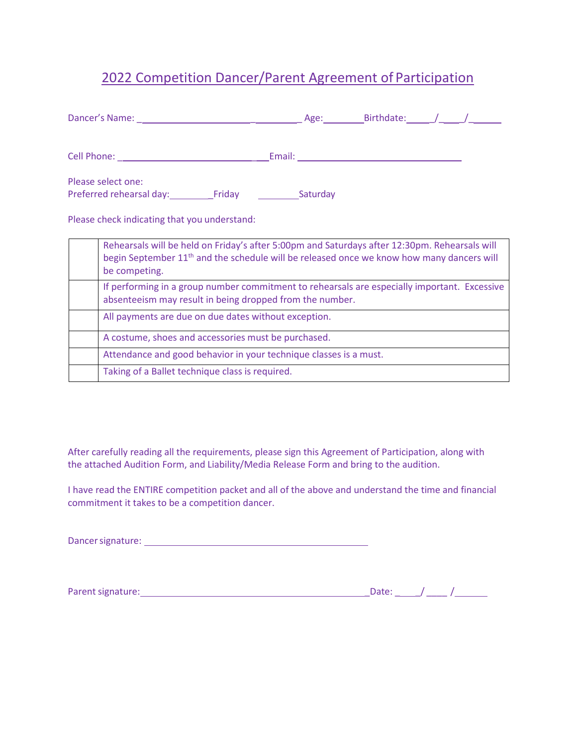# 2022 Competition Dancer/Parent Agreement of Participation

Dancer's Name: ______________________________ Age: ________ Birthdate: ____/____/______

Cell Phone: ______________________________ Email: ________________________________

Please select one:
Preferred rehearsal day: ________Friday ________Saturday

Please check indicating that you understand:

| | |
|---|---|
| | Rehearsals will be held on Friday's after 5:00pm and Saturdays after 12:30pm. Rehearsals will begin September 11th and the schedule will be released once we know how many dancers will be competing. |
| | If performing in a group number commitment to rehearsals are especially important. Excessive absenteeism may result in being dropped from the number. |
| | All payments are due on due dates without exception. |
| | A costume, shoes and accessories must be purchased. |
| | Attendance and good behavior in your technique classes is a must. |
| | Taking of a Ballet technique class is required. |

After carefully reading all the requirements, please sign this Agreement of Participation, along with the attached Audition Form, and Liability/Media Release Form and bring to the audition.

I have read the ENTIRE competition packet and all of the above and understand the time and financial commitment it takes to be a competition dancer.

Dancer signature: ____________________________________________

Parent signature: ____________________________________________ Date: ____/____/______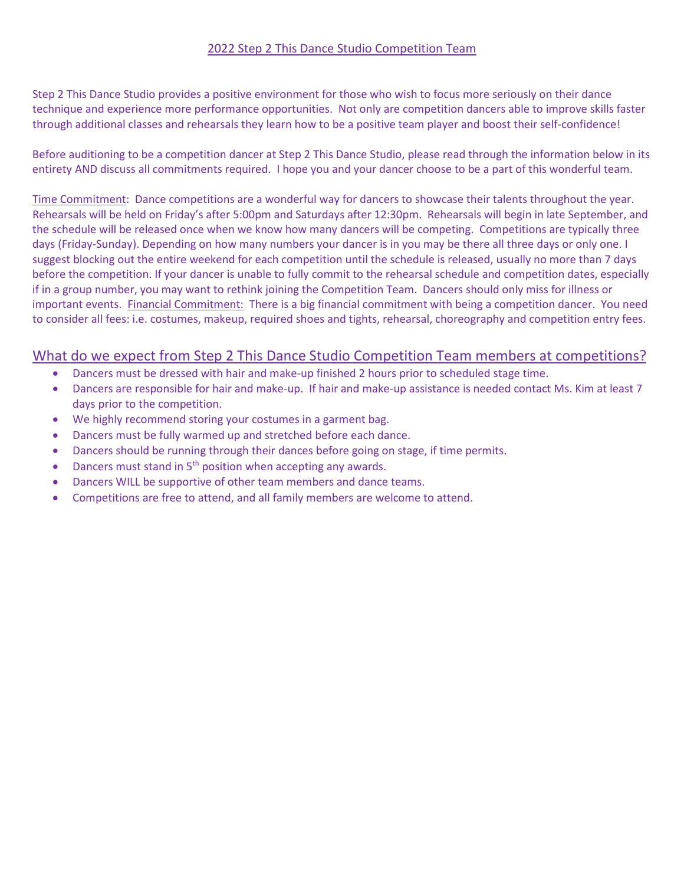## 2022 Step 2 This Dance Studio Competition Team

Step 2 This Dance Studio provides a positive environment for those who wish to focus more seriously on their dance technique and experience more performance opportunities. Not only are competition dancers able to improve skills faster through additional classes and rehearsals they learn how to be a positive team player and boost their self-confidence!

Before auditioning to be a competition dancer at Step 2 This Dance Studio, please read through the information below in its entirety AND discuss all commitments required. I hope you and your dancer choose to be a part of this wonderful team.

Time Commitment: Dance competitions are a wonderful way for dancers to showcase their talents throughout the year. Rehearsals will be held on Friday's after 5:00pm and Saturdays after 12:30pm. Rehearsals will begin in late September, and the schedule will be released once when we know how many dancers will be competing. Competitions are typically three days (Friday-Sunday). Depending on how many numbers your dancer is in you may be there all three days or only one. I suggest blocking out the entire weekend for each competition until the schedule is released, usually no more than 7 days before the competition. If your dancer is unable to fully commit to the rehearsal schedule and competition dates, especially if in a group number, you may want to rethink joining the Competition Team. Dancers should only miss for illness or important events. Financial Commitment: There is a big financial commitment with being a competition dancer. You need to consider all fees: i.e. costumes, makeup, required shoes and tights, rehearsal, choreography and competition entry fees.

## What do we expect from Step 2 This Dance Studio Competition Team members at competitions?

- Dancers must be dressed with hair and make-up finished 2 hours prior to scheduled stage time.
- Dancers are responsible for hair and make-up. If hair and make-up assistance is needed contact Ms. Kim at least 7 days prior to the competition.
- We highly recommend storing your costumes in a garment bag.
- Dancers must be fully warmed up and stretched before each dance.
- Dancers should be running through their dances before going on stage, if time permits.
- Dancers must stand in 5th position when accepting any awards.
- Dancers WILL be supportive of other team members and dance teams.
- Competitions are free to attend, and all family members are welcome to attend.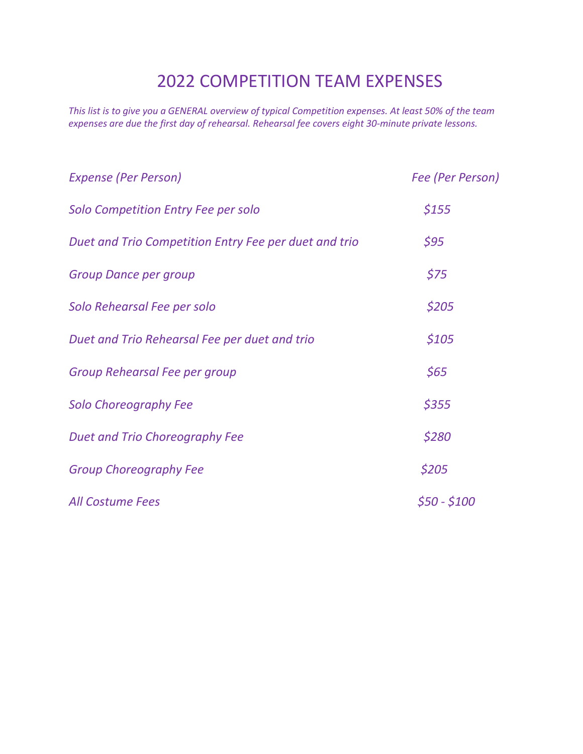# 2022 COMPETITION TEAM EXPENSES

*This list is to give you a GENERAL overview of typical Competition expenses. At least 50% of the team expenses are due the first day of rehearsal. Rehearsal fee covers eight 30-minute private lessons.*

| *Expense (Per Person)* | *Fee (Per Person)* |
|---|---|
| *Solo Competition Entry Fee per solo* | *$155* |
| *Duet and Trio Competition Entry Fee per duet and trio* | *$95* |
| *Group Dance per group* | *$75* |
| *Solo Rehearsal Fee per solo* | *$205* |
| *Duet and Trio Rehearsal Fee per duet and trio* | *$105* |
| *Group Rehearsal Fee per group* | *$65* |
| *Solo Choreography Fee* | *$355* |
| *Duet and Trio Choreography Fee* | *$280* |
| *Group Choreography Fee* | *$205* |
| *All Costume Fees* | *$50 - $100* |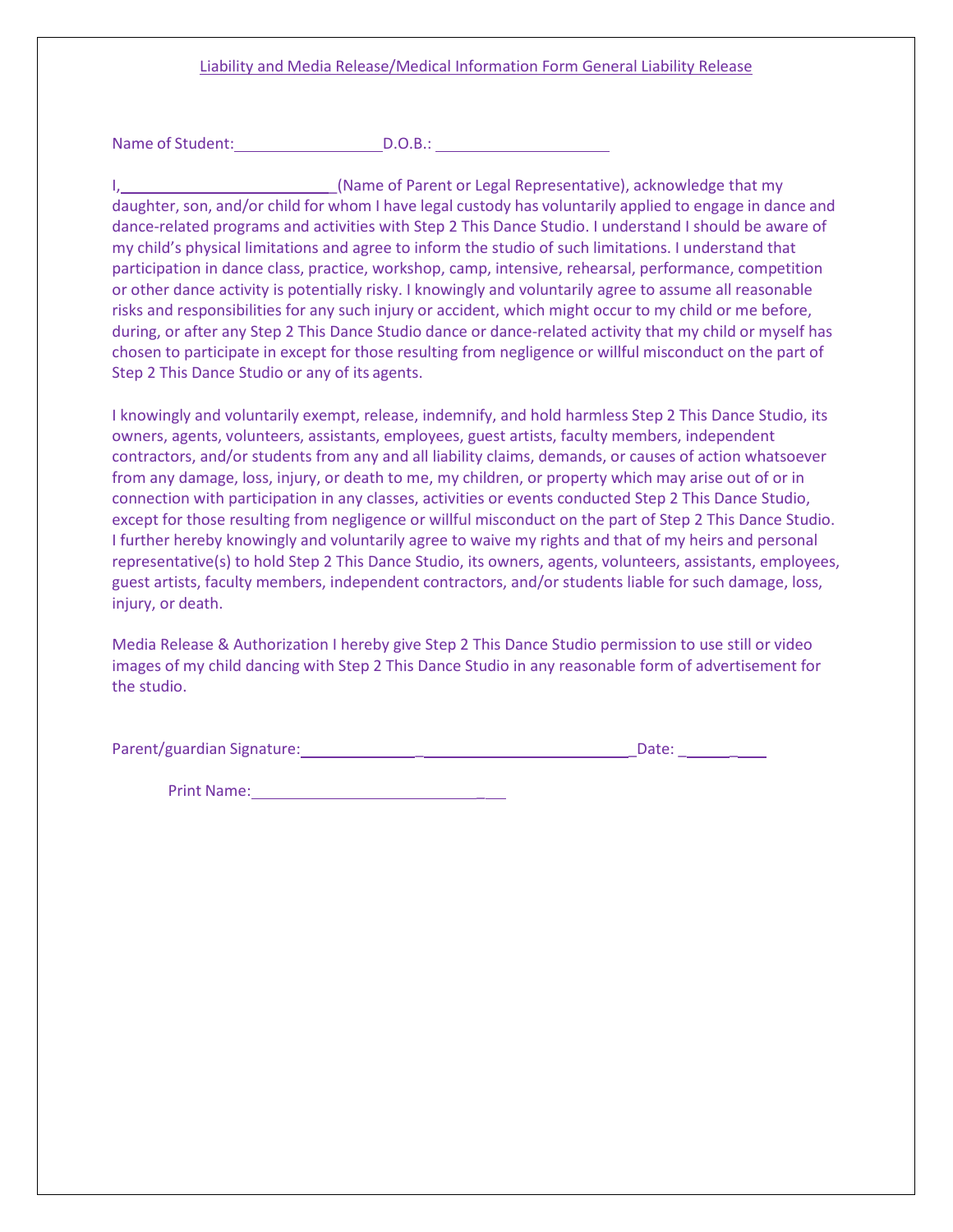Liability and Media Release/Medical Information Form General Liability Release

Name of Student:__________________D.O.B.: ____________________

I,__________________________(Name of Parent or Legal Representative), acknowledge that my daughter, son, and/or child for whom I have legal custody has voluntarily applied to engage in dance and dance-related programs and activities with Step 2 This Dance Studio. I understand I should be aware of my child's physical limitations and agree to inform the studio of such limitations. I understand that participation in dance class, practice, workshop, camp, intensive, rehearsal, performance, competition or other dance activity is potentially risky. I knowingly and voluntarily agree to assume all reasonable risks and responsibilities for any such injury or accident, which might occur to my child or me before, during, or after any Step 2 This Dance Studio dance or dance-related activity that my child or myself has chosen to participate in except for those resulting from negligence or willful misconduct on the part of Step 2 This Dance Studio or any of its agents.

I knowingly and voluntarily exempt, release, indemnify, and hold harmless Step 2 This Dance Studio, its owners, agents, volunteers, assistants, employees, guest artists, faculty members, independent contractors, and/or students from any and all liability claims, demands, or causes of action whatsoever from any damage, loss, injury, or death to me, my children, or property which may arise out of or in connection with participation in any classes, activities or events conducted Step 2 This Dance Studio, except for those resulting from negligence or willful misconduct on the part of Step 2 This Dance Studio. I further hereby knowingly and voluntarily agree to waive my rights and that of my heirs and personal representative(s) to hold Step 2 This Dance Studio, its owners, agents, volunteers, assistants, employees, guest artists, faculty members, independent contractors, and/or students liable for such damage, loss, injury, or death.

Media Release & Authorization I hereby give Step 2 This Dance Studio permission to use still or video images of my child dancing with Step 2 This Dance Studio in any reasonable form of advertisement for the studio.

Parent/guardian Signature:_______________________________________Date: __________

Print Name:_____________________________